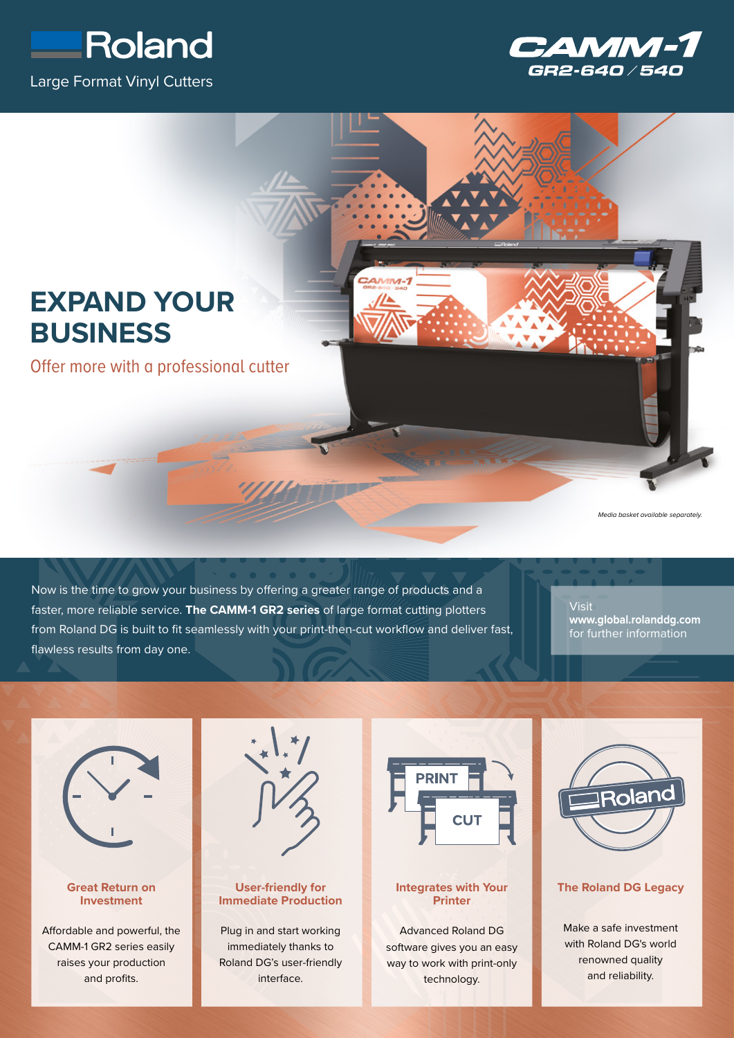Roland

Large Format Vinyl Cutters

CAMM-1 GR2-640 / 540

# EXPAND YOUR BUSINESS

## Offer more with a professional cutter

*Media basket available separately.*

Now is the time to grow your business by offering a greater range of products and a faster, more reliable service. **The CAMM-1 GR2 series** of large format cutting plotters from Roland DG is built to fit seamlessly with your print-then-cut workflow and deliver fast, flawless results from day one.

Visit **www.global.rolanddg.com** for further information

### Great Return on Investment

Affordable and powerful, the CAMM-1 GR2 series easily raises your production and profits.

### User-friendly for Immediate Production

Plug in and start working immediately thanks to Roland DG's user-friendly interface.

### Integrates with Your Printer

PRINT → CUT

Advanced Roland DG software gives you an easy way to work with print-only technology.

### The Roland DG Legacy

Make a safe investment with Roland DG's world renowned quality and reliability.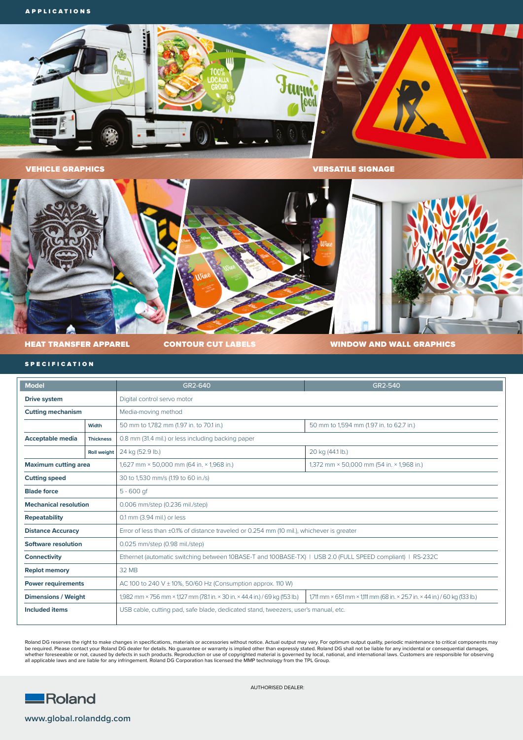## APPLICATIONS

VEHICLE GRAPHICS

VERSATILE SIGNAGE

HEAT TRANSFER APPAREL

CONTOUR CUT LABELS

WINDOW AND WALL GRAPHICS

## SPECIFICATION

| Model | | GR2-640 | GR2-540 |
|---|---|---|---|
| Drive system | | Digital control servo motor | |
| Cutting mechanism | | Media-moving method | |
| Acceptable media | Width | 50 mm to 1,782 mm (1.97 in. to 70.1 in.) | 50 mm to 1,594 mm (1.97 in. to 62.7 in.) |
| | Thickness | 0.8 mm (31.4 mil.) or less including backing paper | |
| | Roll weight | 24 kg (52.9 lb.) | 20 kg (44.1 lb.) |
| Maximum cutting area | | 1,627 mm × 50,000 mm (64 in. × 1,968 in.) | 1,372 mm × 50,000 mm (54 in. × 1,968 in.) |
| Cutting speed | | 30 to 1,530 mm/s (1.19 to 60 in./s) | |
| Blade force | | 5 - 600 gf | |
| Mechanical resolution | | 0.006 mm/step (0.236 mil./step) | |
| Repeatability | | 0.1 mm (3.94 mil.) or less | |
| Distance Accuracy | | Error of less than ±0.1% of distance traveled or 0.254 mm (10 mil.), whichever is greater | |
| Software resolution | | 0.025 mm/step (0.98 mil./step) | |
| Connectivity | | Ethernet (automatic switching between 10BASE-T and 100BASE-TX) \| USB 2.0 (FULL SPEED compliant) \| RS-232C | |
| Replot memory | | 32 MB | |
| Power requirements | | AC 100 to 240 V ± 10%, 50/60 Hz (Consumption approx. 110 W) | |
| Dimensions / Weight | | 1,982 mm × 756 mm × 1,127 mm (78.1 in. × 30 in. × 44.4 in.) / 69 kg (153 lb.) | 1,711 mm × 651 mm × 1,111 mm (68 in. × 25.7 in. × 44 in.) / 60 kg (133 lb.) |
| Included items | | USB cable, cutting pad, safe blade, dedicated stand, tweezers, user's manual, etc. | |

Roland DG reserves the right to make changes in specifications, materials or accessories without notice. Actual output may vary. For optimum output quality, periodic maintenance to critical components may be required. Please contact your Roland DG dealer for details. No guarantee or warranty is implied other than expressly stated. Roland DG shall not be liable for any incidental or consequential damages, whether foreseeable or not, caused by defects in such products. Reproduction or use of copyrighted material is governed by local, national, and international laws. Customers are responsible for observing all applicable laws and are liable for any infringement. Roland DG Corporation has licensed the MMP technology from the TPL Group.

AUTHORISED DEALER:

Roland

www.global.rolanddg.com